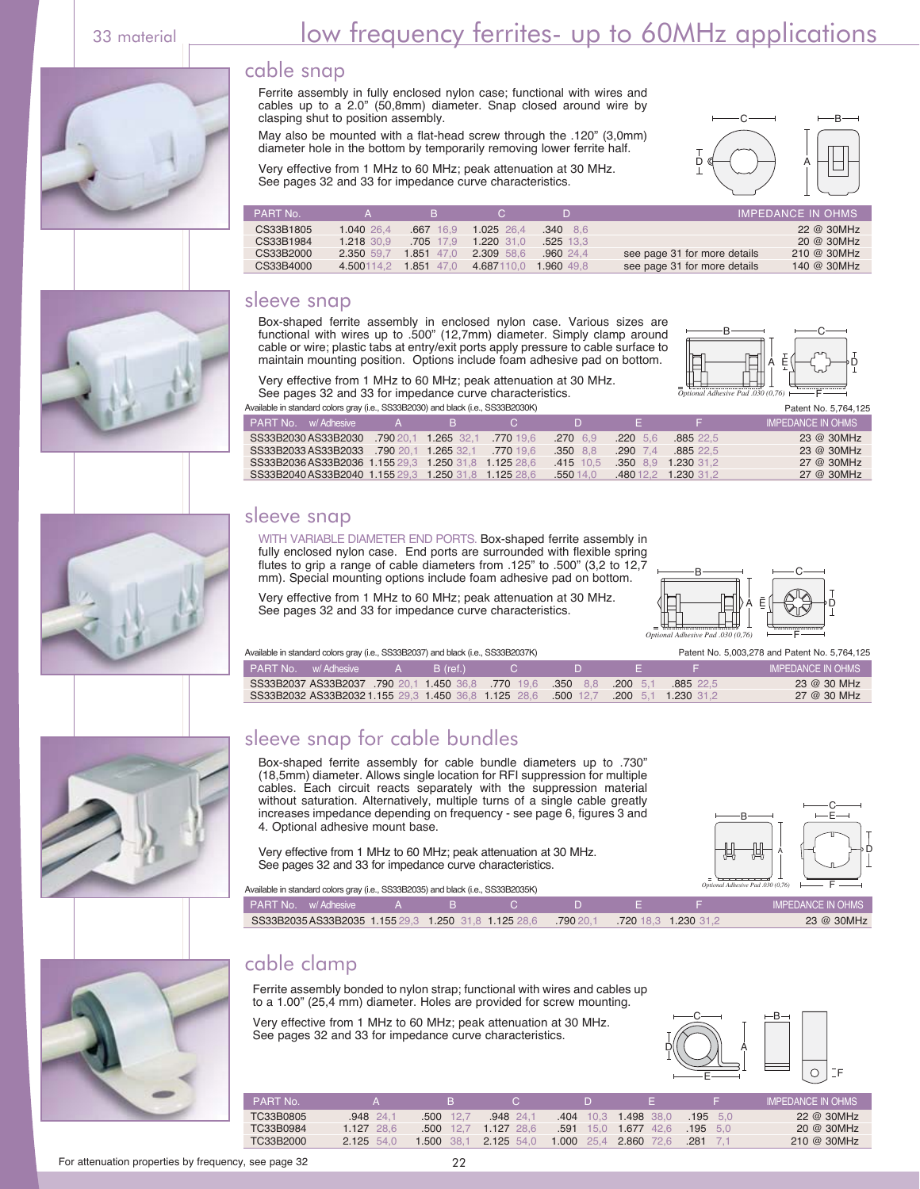33 material

# low frequency ferrites- up to 60MHz applications

## cable snap

Ferrite assembly in fully enclosed nylon case; functional with wires and cables up to a 2.0" (50,8mm) diameter. Snap closed around wire by clasping shut to position assembly.

May also be mounted with a flat-head screw through the .120" (3,0mm) diameter hole in the bottom by temporarily removing lower ferrite half.

Very effective from 1 MHz to 60 MHz; peak attenuation at 30 MHz. See pages 32 and 33 for impedance curve characteristics.

| PART No. | A | B | C | D | | IMPEDANCE IN OHMS |
|---|---|---|---|---|---|---|
| CS33B1805 | 1.040 26,4 | .667 16,9 | 1.025 26,4 | .340 8,6 | | 22 @ 30MHz |
| CS33B1984 | 1.218 30,9 | .705 17,9 | 1.220 31,0 | .525 13,3 | | 20 @ 30MHz |
| CS33B2000 | 2.350 59,7 | 1.851 47,0 | 2.309 58,6 | .960 24,4 | see page 31 for more details | 210 @ 30MHz |
| CS33B4000 | 4.500 114,2 | 1.851 47,0 | 4.687 110,0 | 1.960 49,8 | see page 31 for more details | 140 @ 30MHz |

## sleeve snap

Box-shaped ferrite assembly in enclosed nylon case. Various sizes are functional with wires up to .500" (12,7mm) diameter. Simply clamp around cable or wire; plastic tabs at entry/exit ports apply pressure to cable surface to maintain mounting position. Options include foam adhesive pad on bottom.

Very effective from 1 MHz to 60 MHz; peak attenuation at 30 MHz. See pages 32 and 33 for impedance curve characteristics.

*Optional Adhesive Pad .030 (0,76)*

Available in standard colors gray (i.e., SS33B2030) and black (i.e., SS33B2030K)

Patent No. 5,764,125

| PART No. | w/ Adhesive | A | B | C | D | E | F | IMPEDANCE IN OHMS |
|---|---|---|---|---|---|---|---|---|
| SS33B2030 | AS33B2030 | .790 20,1 | 1.265 32,1 | .770 19,6 | .270 6,9 | .220 5,6 | .885 22,5 | 23 @ 30MHz |
| SS33B2033 | AS33B2033 | .790 20,1 | 1.265 32,1 | .770 19,6 | .350 8,8 | .290 7,4 | .885 22,5 | 23 @ 30MHz |
| SS33B2036 | AS33B2036 | 1.155 29,3 | 1.250 31,8 | 1.125 28,6 | .415 10,5 | .350 8,9 | 1.230 31,2 | 27 @ 30MHz |
| SS33B2040 | AS33B2040 | 1.155 29,3 | 1.250 31,8 | 1.125 28,6 | .550 14,0 | .480 12,2 | 1.230 31,2 | 27 @ 30MHz |

## sleeve snap

WITH VARIABLE DIAMETER END PORTS. Box-shaped ferrite assembly in fully enclosed nylon case. End ports are surrounded with flexible spring flutes to grip a range of cable diameters from .125" to .500" (3,2 to 12,7 mm). Special mounting options include foam adhesive pad on bottom.

Very effective from 1 MHz to 60 MHz; peak attenuation at 30 MHz. See pages 32 and 33 for impedance curve characteristics.

*Optional Adhesive Pad .030 (0,76)*

Available in standard colors gray (i.e., SS33B2037) and black (i.e., SS33B2037K)

Patent No. 5,003,278 and Patent No. 5,764,125

| PART No. | w/ Adhesive | A | B (ref.) | C | D | E | F | IMPEDANCE IN OHMS |
|---|---|---|---|---|---|---|---|---|
| SS33B2037 | AS33B2037 | .790 20,1 | 1.450 36,8 | .770 19,6 | .350 8,8 | .200 5,1 | .885 22,5 | 23 @ 30 MHz |
| SS33B2032 | AS33B2032 | 1.155 29,3 | 1.450 36,8 | 1.125 28,6 | .500 12,7 | .200 5,1 | 1.230 31,2 | 27 @ 30 MHz |

## sleeve snap for cable bundles

Box-shaped ferrite assembly for cable bundle diameters up to .730" (18,5mm) diameter. Allows single location for RFI suppression for multiple cables. Each circuit reacts separately with the suppression material without saturation. Alternatively, multiple turns of a single cable greatly increases impedance depending on frequency - see page 6, figures 3 and 4. Optional adhesive mount base.

Very effective from 1 MHz to 60 MHz; peak attenuation at 30 MHz. See pages 32 and 33 for impedance curve characteristics.

*Optional Adhesive Pad .030 (0,76)*

Available in standard colors gray (i.e., SS33B2035) and black (i.e., SS33B2035K)

| PART No. | w/ Adhesive | A | B | C | D | E | F | IMPEDANCE IN OHMS |
|---|---|---|---|---|---|---|---|---|
| SS33B2035 | AS33B2035 | 1.155 29,3 | 1.250 31,8 | 1.125 28,6 | .790 20,1 | .720 18,3 | 1.230 31,2 | 23 @ 30MHz |

## cable clamp

Ferrite assembly bonded to nylon strap; functional with wires and cables up to a 1.00" (25,4 mm) diameter. Holes are provided for screw mounting.

Very effective from 1 MHz to 60 MHz; peak attenuation at 30 MHz. See pages 32 and 33 for impedance curve characteristics.

| PART No. | A | B | C | D | E | F | IMPEDANCE IN OHMS |
|---|---|---|---|---|---|---|---|
| TC33B0805 | .948 24,1 | .500 12,7 | .948 24,1 | .404 10,3 | 1.498 38,0 | .195 5,0 | 22 @ 30MHz |
| TC33B0984 | 1.127 28,6 | .500 12,7 | 1.127 28,6 | .591 15,0 | 1.677 42,6 | .195 5,0 | 20 @ 30MHz |
| TC33B2000 | 2.125 54,0 | 1.500 38,1 | 2.125 54,0 | 1.000 25,4 | 2.860 72,6 | .281 7,1 | 210 @ 30MHz |

For attenuation properties by frequency, see page 32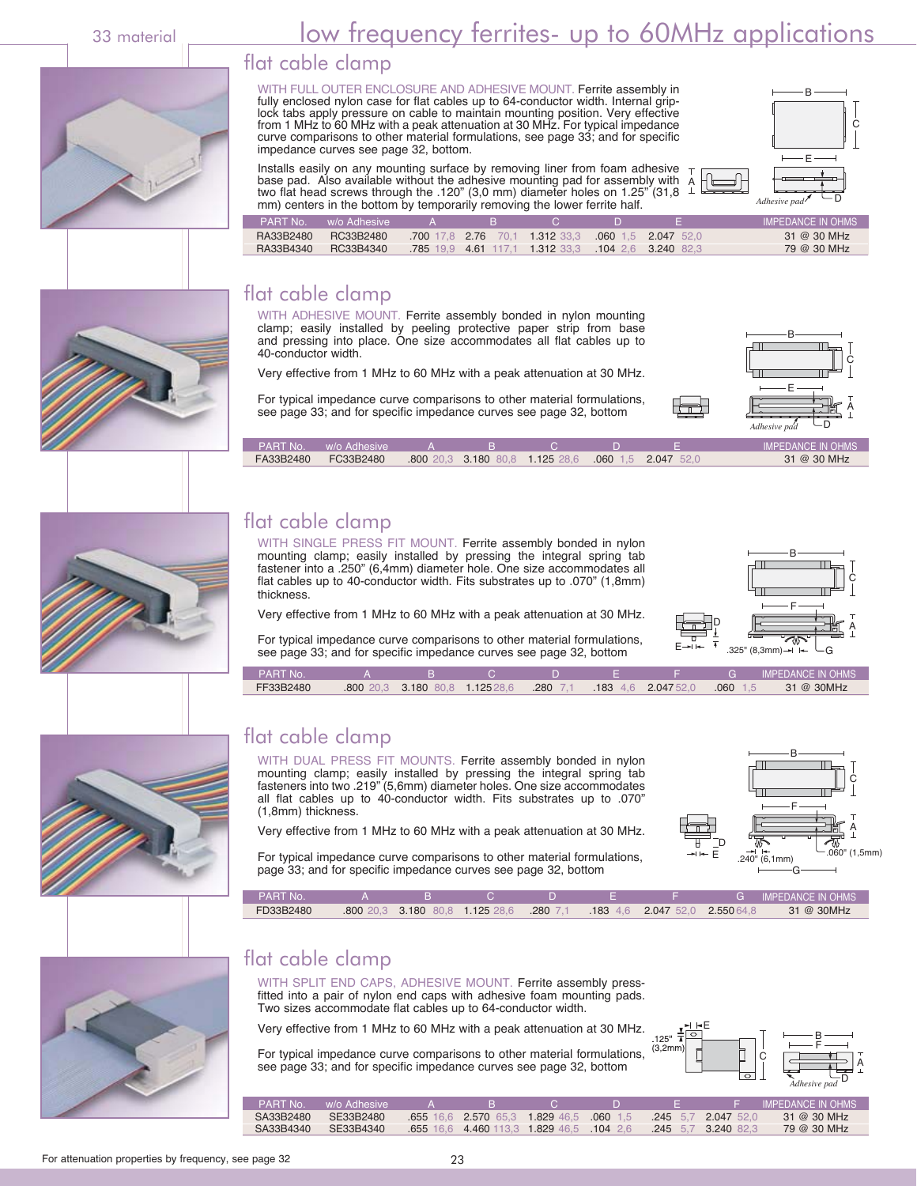# low frequency ferrites- up to 60MHz applications

33 material

## flat cable clamp

WITH FULL OUTER ENCLOSURE AND ADHESIVE MOUNT. Ferrite assembly in fully enclosed nylon case for flat cables up to 64-conductor width. Internal grip-lock tabs apply pressure on cable to maintain mounting position. Very effective from 1 MHz to 60 MHz with a peak attenuation at 30 MHz. For typical impedance curve comparisons to other material formulations, see page 33; and for specific impedance curves see page 32, bottom.

Installs easily on any mounting surface by removing liner from foam adhesive base pad. Also available without the adhesive mounting pad for assembly with two flat head screws through the .120" (3,0 mm) diameter holes on 1.25" (31,8 mm) centers in the bottom by temporarily removing the lower ferrite half.

B
C
E
A
D
Adhesive pad

| PART No. | w/o Adhesive | A | | B | | C | | D | | E | | IMPEDANCE IN OHMS |
|---|---|---|---|---|---|---|---|---|---|---|---|---|
| RA33B2480 | RC33B2480 | .700 | 17,8 | 2.76 | 70,1 | 1.312 | 33,3 | .060 | 1,5 | 2.047 | 52,0 | 31 @ 30 MHz |
| RA33B4340 | RC33B4340 | .785 | 19,9 | 4.61 | 117,1 | 1.312 | 33,3 | .104 | 2,6 | 3.240 | 82,3 | 79 @ 30 MHz |

## flat cable clamp

WITH ADHESIVE MOUNT. Ferrite assembly bonded in nylon mounting clamp; easily installed by peeling protective paper strip from base and pressing into place. One size accommodates all flat cables up to 40-conductor width.

Very effective from 1 MHz to 60 MHz with a peak attenuation at 30 MHz.

For typical impedance curve comparisons to other material formulations, see page 33; and for specific impedance curves see page 32, bottom

B
C
E
A
D
Adhesive pad

| PART No. | w/o Adhesive | A | | B | | C | | D | | E | | IMPEDANCE IN OHMS |
|---|---|---|---|---|---|---|---|---|---|---|---|---|
| FA33B2480 | FC33B2480 | .800 | 20,3 | 3.180 | 80,8 | 1.125 | 28,6 | .060 | 1,5 | 2.047 | 52,0 | 31 @ 30 MHz |

## flat cable clamp

WITH SINGLE PRESS FIT MOUNT. Ferrite assembly bonded in nylon mounting clamp; easily installed by pressing the integral spring tab fastener into a .250" (6,4mm) diameter hole. One size accommodates all flat cables up to 40-conductor width. Fits substrates up to .070" (1,8mm) thickness.

Very effective from 1 MHz to 60 MHz with a peak attenuation at 30 MHz.

For typical impedance curve comparisons to other material formulations, see page 33; and for specific impedance curves see page 32, bottom

B
C
F
A
D
E
.325" (8,3mm)
G

| PART No. | A | | B | | C | | D | | E | | F | | G | | IMPEDANCE IN OHMS |
|---|---|---|---|---|---|---|---|---|---|---|---|---|---|---|---|
| FF33B2480 | .800 | 20,3 | 3.180 | 80,8 | 1.125 | 28,6 | .280 | 7,1 | .183 | 4,6 | 2.047 | 52,0 | .060 | 1,5 | 31 @ 30MHz |

## flat cable clamp

WITH DUAL PRESS FIT MOUNTS. Ferrite assembly bonded in nylon mounting clamp; easily installed by pressing the integral spring tab fasteners into two .219" (5,6mm) diameter holes. One size accommodates all flat cables up to 40-conductor width. Fits substrates up to .070" (1,8mm) thickness.

Very effective from 1 MHz to 60 MHz with a peak attenuation at 30 MHz.

For typical impedance curve comparisons to other material formulations, page 33; and for specific impedance curves see page 32, bottom

B
C
F
A
D
E
.240" (6,1mm)
.060" (1,5mm)
G

| PART No. | A | | B | | C | | D | | E | | F | | G | | IMPEDANCE IN OHMS |
|---|---|---|---|---|---|---|---|---|---|---|---|---|---|---|---|
| FD33B2480 | .800 | 20,3 | 3.180 | 80,8 | 1.125 | 28,6 | .280 | 7,1 | .183 | 4,6 | 2.047 | 52,0 | 2.550 | 64,8 | 31 @ 30MHz |

## flat cable clamp

WITH SPLIT END CAPS, ADHESIVE MOUNT. Ferrite assembly press-fitted into a pair of nylon end caps with adhesive foam mounting pads. Two sizes accommodate flat cables up to 64-conductor width.

Very effective from 1 MHz to 60 MHz with a peak attenuation at 30 MHz.

For typical impedance curve comparisons to other material formulations, see page 33; and for specific impedance curves see page 32, bottom

E
.125" (3,2mm)
C
B
F
A
D
Adhesive pad

| PART No. | w/o Adhesive | A | | B | | C | | D | | E | | F | | IMPEDANCE IN OHMS |
|---|---|---|---|---|---|---|---|---|---|---|---|---|---|---|
| SA33B2480 | SE33B2480 | .655 | 16,6 | 2.570 | 65,3 | 1.829 | 46,5 | .060 | 1,5 | .245 | 5,7 | 2.047 | 52,0 | 31 @ 30 MHz |
| SA33B4340 | SE33B4340 | .655 | 16,6 | 4.460 | 113,3 | 1.829 | 46,5 | .104 | 2,6 | .245 | 5,7 | 3.240 | 82,3 | 79 @ 30 MHz |

For attenuation properties by frequency, see page 32